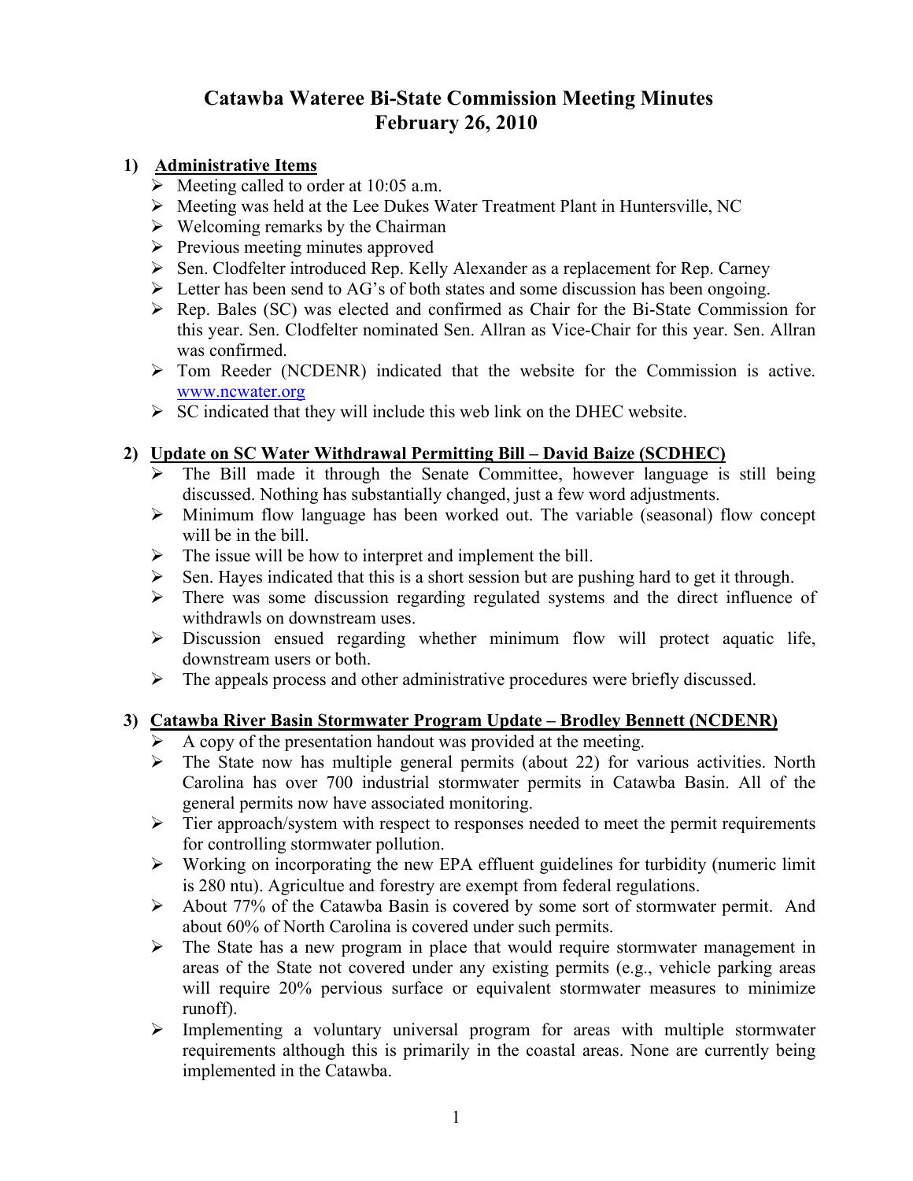# Catawba Wateree Bi-State Commission Meeting Minutes
## February 26, 2010

### 1) Administrative Items

- Meeting called to order at 10:05 a.m.
- Meeting was held at the Lee Dukes Water Treatment Plant in Huntersville, NC
- Welcoming remarks by the Chairman
- Previous meeting minutes approved
- Sen. Clodfelter introduced Rep. Kelly Alexander as a replacement for Rep. Carney
- Letter has been send to AG's of both states and some discussion has been ongoing.
- Rep. Bales (SC) was elected and confirmed as Chair for the Bi-State Commission for this year. Sen. Clodfelter nominated Sen. Allran as Vice-Chair for this year. Sen. Allran was confirmed.
- Tom Reeder (NCDENR) indicated that the website for the Commission is active. www.ncwater.org
- SC indicated that they will include this web link on the DHEC website.

### 2) Update on SC Water Withdrawal Permitting Bill – David Baize (SCDHEC)

- The Bill made it through the Senate Committee, however language is still being discussed. Nothing has substantially changed, just a few word adjustments.
- Minimum flow language has been worked out. The variable (seasonal) flow concept will be in the bill.
- The issue will be how to interpret and implement the bill.
- Sen. Hayes indicated that this is a short session but are pushing hard to get it through.
- There was some discussion regarding regulated systems and the direct influence of withdrawls on downstream uses.
- Discussion ensued regarding whether minimum flow will protect aquatic life, downstream users or both.
- The appeals process and other administrative procedures were briefly discussed.

### 3) Catawba River Basin Stormwater Program Update – Brodley Bennett (NCDENR)

- A copy of the presentation handout was provided at the meeting.
- The State now has multiple general permits (about 22) for various activities. North Carolina has over 700 industrial stormwater permits in Catawba Basin. All of the general permits now have associated monitoring.
- Tier approach/system with respect to responses needed to meet the permit requirements for controlling stormwater pollution.
- Working on incorporating the new EPA effluent guidelines for turbidity (numeric limit is 280 ntu). Agricultue and forestry are exempt from federal regulations.
- About 77% of the Catawba Basin is covered by some sort of stormwater permit. And about 60% of North Carolina is covered under such permits.
- The State has a new program in place that would require stormwater management in areas of the State not covered under any existing permits (e.g., vehicle parking areas will require 20% pervious surface or equivalent stormwater measures to minimize runoff).
- Implementing a voluntary universal program for areas with multiple stormwater requirements although this is primarily in the coastal areas. None are currently being implemented in the Catawba.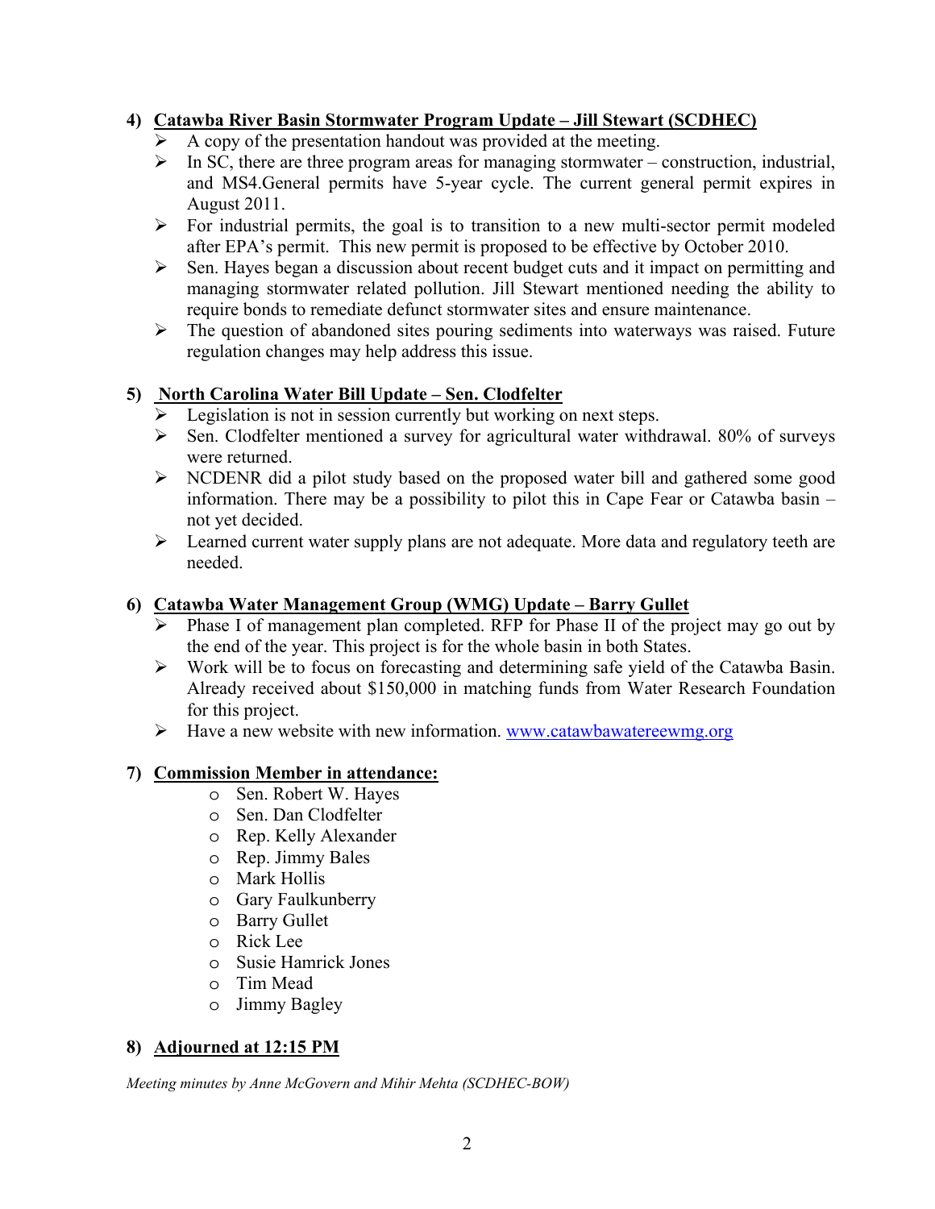## 4) Catawba River Basin Stormwater Program Update – Jill Stewart (SCDHEC)

- A copy of the presentation handout was provided at the meeting.
- In SC, there are three program areas for managing stormwater – construction, industrial, and MS4.General permits have 5-year cycle. The current general permit expires in August 2011.
- For industrial permits, the goal is to transition to a new multi-sector permit modeled after EPA's permit. This new permit is proposed to be effective by October 2010.
- Sen. Hayes began a discussion about recent budget cuts and it impact on permitting and managing stormwater related pollution. Jill Stewart mentioned needing the ability to require bonds to remediate defunct stormwater sites and ensure maintenance.
- The question of abandoned sites pouring sediments into waterways was raised. Future regulation changes may help address this issue.

## 5) North Carolina Water Bill Update – Sen. Clodfelter

- Legislation is not in session currently but working on next steps.
- Sen. Clodfelter mentioned a survey for agricultural water withdrawal. 80% of surveys were returned.
- NCDENR did a pilot study based on the proposed water bill and gathered some good information. There may be a possibility to pilot this in Cape Fear or Catawba basin – not yet decided.
- Learned current water supply plans are not adequate. More data and regulatory teeth are needed.

## 6) Catawba Water Management Group (WMG) Update – Barry Gullet

- Phase I of management plan completed. RFP for Phase II of the project may go out by the end of the year. This project is for the whole basin in both States.
- Work will be to focus on forecasting and determining safe yield of the Catawba Basin. Already received about $150,000 in matching funds from Water Research Foundation for this project.
- Have a new website with new information. www.catawbawatereewmg.org

## 7) Commission Member in attendance:

- Sen. Robert W. Hayes
- Sen. Dan Clodfelter
- Rep. Kelly Alexander
- Rep. Jimmy Bales
- Mark Hollis
- Gary Faulkunberry
- Barry Gullet
- Rick Lee
- Susie Hamrick Jones
- Tim Mead
- Jimmy Bagley

## 8) Adjourned at 12:15 PM

*Meeting minutes by Anne McGovern and Mihir Mehta (SCDHEC-BOW)*